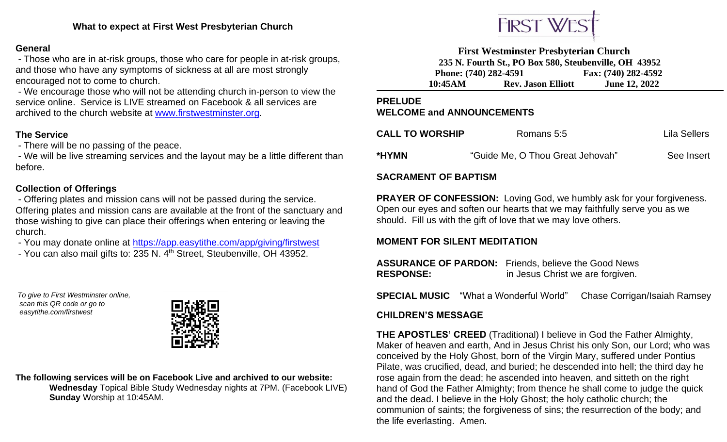## What to expect at First West Presbyterian Church

### General

- Those who are in at-risk groups, those who care for people in at-risk groups, and those who have any symptoms of sickness at all are most strongly encouraged not to come to church.
- We encourage those who will not be attending church in-person to view the service online. Service is LIVE streamed on Facebook & all services are archived to the church website at www.firstwestminster.org.

### The Service

- There will be no passing of the peace.
- We will be live streaming services and the layout may be a little different than before.

### Collection of Offerings

- Offering plates and mission cans will not be passed during the service. Offering plates and mission cans are available at the front of the sanctuary and those wishing to give can place their offerings when entering or leaving the church.
- You may donate online at https://app.easytithe.com/app/giving/firstwest
- You can also mail gifts to: 235 N. 4th Street, Steubenville, OH 43952.

*To give to First Westminster online, scan this QR code or go to easytithe.com/firstwest*

**The following services will be on Facebook Live and archived to our website:**

**Wednesday** Topical Bible Study Wednesday nights at 7PM. (Facebook LIVE)
**Sunday** Worship at 10:45AM.

FIRST WEST

**First Westminster Presbyterian Church**
**235 N. Fourth St., PO Box 580, Steubenville, OH 43952**
**Phone: (740) 282-4591 Fax: (740) 282-4592**
**10:45AM Rev. Jason Elliott June 12, 2022**

**PRELUDE**

**WELCOME and ANNOUNCEMENTS**

**CALL TO WORSHIP** Romans 5:5 Lila Sellers

**\*HYMN** "Guide Me, O Thou Great Jehovah" See Insert

**SACRAMENT OF BAPTISM**

**PRAYER OF CONFESSION:** Loving God, we humbly ask for your forgiveness. Open our eyes and soften our hearts that we may faithfully serve you as we should. Fill us with the gift of love that we may love others.

**MOMENT FOR SILENT MEDITATION**

**ASSURANCE OF PARDON:** Friends, believe the Good News
**RESPONSE:** in Jesus Christ we are forgiven.

**SPECIAL MUSIC** "What a Wonderful World" Chase Corrigan/Isaiah Ramsey

**CHILDREN'S MESSAGE**

**THE APOSTLES' CREED** (Traditional) I believe in God the Father Almighty, Maker of heaven and earth, And in Jesus Christ his only Son, our Lord; who was conceived by the Holy Ghost, born of the Virgin Mary, suffered under Pontius Pilate, was crucified, dead, and buried; he descended into hell; the third day he rose again from the dead; he ascended into heaven, and sitteth on the right hand of God the Father Almighty; from thence he shall come to judge the quick and the dead. I believe in the Holy Ghost; the holy catholic church; the communion of saints; the forgiveness of sins; the resurrection of the body; and the life everlasting. Amen.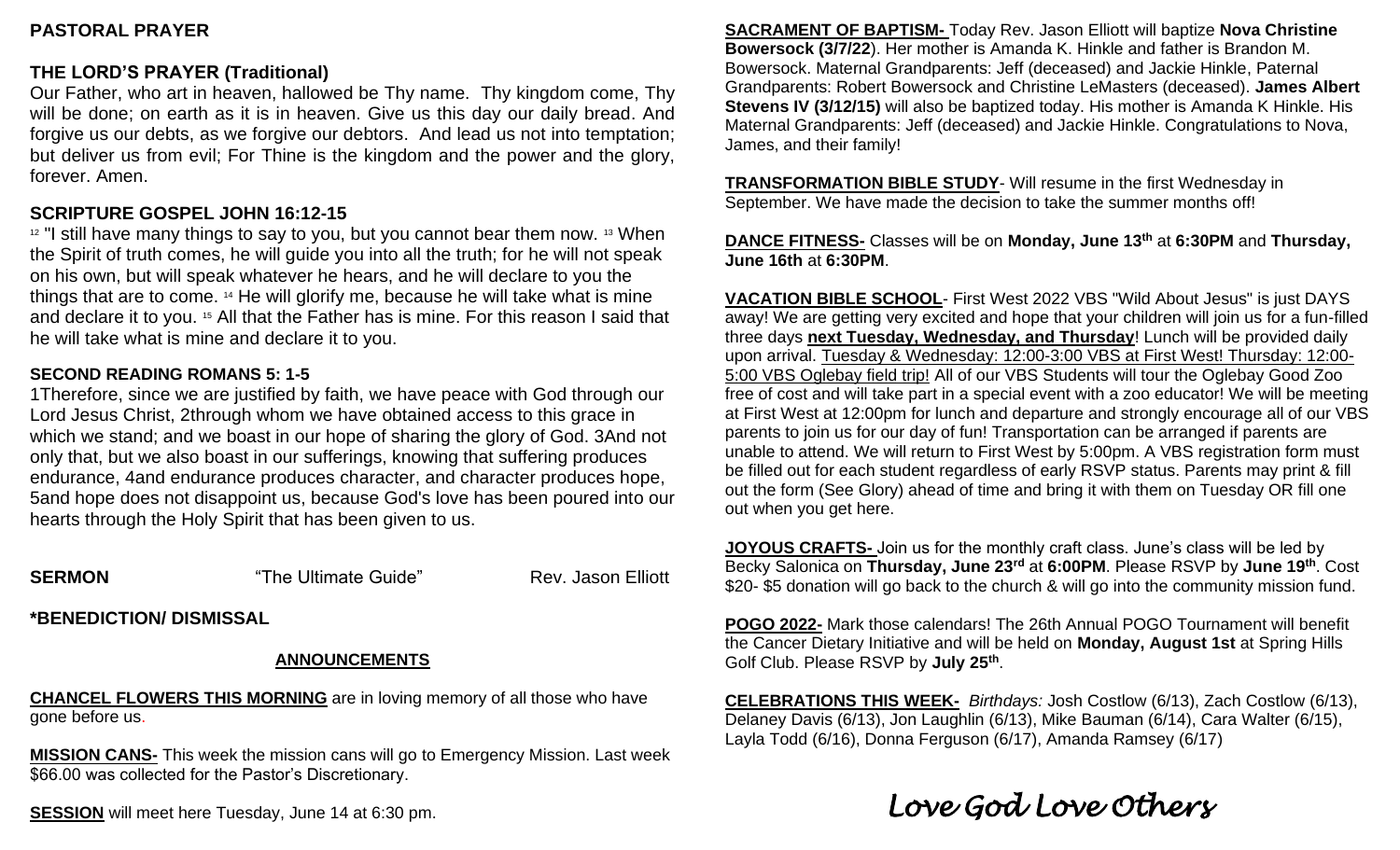## PASTORAL PRAYER

## THE LORD'S PRAYER (Traditional)

Our Father, who art in heaven, hallowed be Thy name. Thy kingdom come, Thy will be done; on earth as it is in heaven. Give us this day our daily bread. And forgive us our debts, as we forgive our debtors. And lead us not into temptation; but deliver us from evil; For Thine is the kingdom and the power and the glory, forever. Amen.

## SCRIPTURE GOSPEL JOHN 16:12-15

12 "I still have many things to say to you, but you cannot bear them now. 13 When the Spirit of truth comes, he will guide you into all the truth; for he will not speak on his own, but will speak whatever he hears, and he will declare to you the things that are to come. 14 He will glorify me, because he will take what is mine and declare it to you. 15 All that the Father has is mine. For this reason I said that he will take what is mine and declare it to you.

### SECOND READING ROMANS 5: 1-5

1Therefore, since we are justified by faith, we have peace with God through our Lord Jesus Christ, 2through whom we have obtained access to this grace in which we stand; and we boast in our hope of sharing the glory of God. 3And not only that, but we also boast in our sufferings, knowing that suffering produces endurance, 4and endurance produces character, and character produces hope, 5and hope does not disappoint us, because God's love has been poured into our hearts through the Holy Spirit that has been given to us.

**SERMON** "The Ultimate Guide" Rev. Jason Elliott

## *BENEDICTION/ DISMISSAL

### ANNOUNCEMENTS

**CHANCEL FLOWERS THIS MORNING** are in loving memory of all those who have gone before us.

**MISSION CANS-** This week the mission cans will go to Emergency Mission. Last week $66.00 was collected for the Pastor's Discretionary.

**SESSION** will meet here Tuesday, June 14 at 6:30 pm.

**SACRAMENT OF BAPTISM-** Today Rev. Jason Elliott will baptize **Nova Christine Bowersock (3/7/22**). Her mother is Amanda K. Hinkle and father is Brandon M. Bowersock. Maternal Grandparents: Jeff (deceased) and Jackie Hinkle, Paternal Grandparents: Robert Bowersock and Christine LeMasters (deceased). **James Albert Stevens IV (3/12/15)** will also be baptized today. His mother is Amanda K Hinkle. His Maternal Grandparents: Jeff (deceased) and Jackie Hinkle. Congratulations to Nova, James, and their family!

**TRANSFORMATION BIBLE STUDY**- Will resume in the first Wednesday in September. We have made the decision to take the summer months off!

**DANCE FITNESS-** Classes will be on **Monday, June 13th** at **6:30PM** and **Thursday, June 16th** at **6:30PM**.

**VACATION BIBLE SCHOOL**- First West 2022 VBS "Wild About Jesus" is just DAYS away! We are getting very excited and hope that your children will join us for a fun-filled three days **next Tuesday, Wednesday, and Thursday**! Lunch will be provided daily upon arrival. Tuesday & Wednesday: 12:00-3:00 VBS at First West! Thursday: 12:00-5:00 VBS Oglebay field trip! All of our VBS Students will tour the Oglebay Good Zoo free of cost and will take part in a special event with a zoo educator! We will be meeting at First West at 12:00pm for lunch and departure and strongly encourage all of our VBS parents to join us for our day of fun! Transportation can be arranged if parents are unable to attend. We will return to First West by 5:00pm. A VBS registration form must be filled out for each student regardless of early RSVP status. Parents may print & fill out the form (See Glory) ahead of time and bring it with them on Tuesday OR fill one out when you get here.

**JOYOUS CRAFTS-** Join us for the monthly craft class. June's class will be led by Becky Salonica on **Thursday, June 23rd** at **6:00PM**. Please RSVP by **June 19th**. Cost $20- $5 donation will go back to the church & will go into the community mission fund.

**POGO 2022-** Mark those calendars! The 26th Annual POGO Tournament will benefit the Cancer Dietary Initiative and will be held on **Monday, August 1st** at Spring Hills Golf Club. Please RSVP by **July 25th**.

**CELEBRATIONS THIS WEEK-** *Birthdays:* Josh Costlow (6/13), Zach Costlow (6/13), Delaney Davis (6/13), Jon Laughlin (6/13), Mike Bauman (6/14), Cara Walter (6/15), Layla Todd (6/16), Donna Ferguson (6/17), Amanda Ramsey (6/17)

*Love God Love Others*